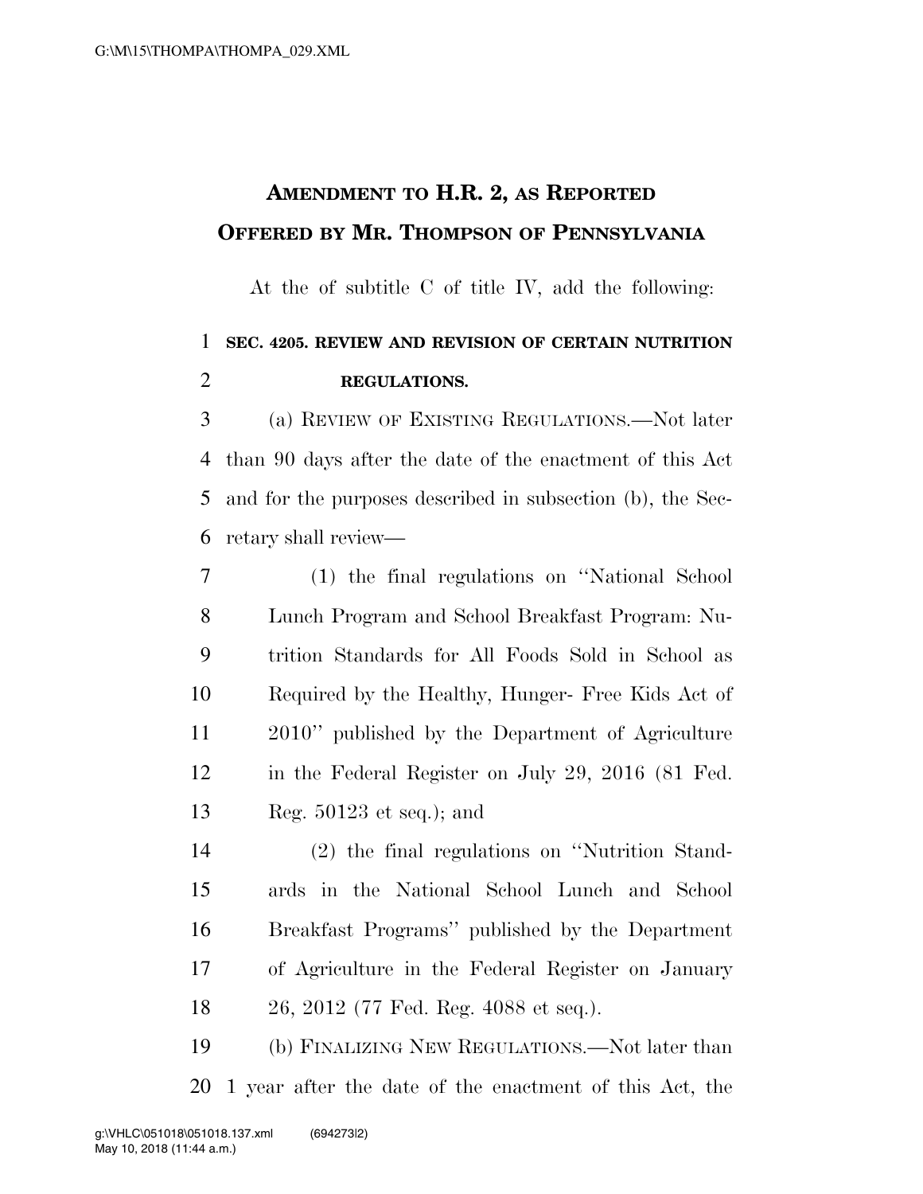## AMENDMENT TO H.R. 2, AS REPORTED OFFERED BY MR. THOMPSON OF PENNSYLVANIA

At the of subtitle C of title IV, add the following:

**SEC. 4205. REVIEW AND REVISION OF CERTAIN NUTRITION REGULATIONS.**

(a) REVIEW OF EXISTING REGULATIONS.—Not later than 90 days after the date of the enactment of this Act and for the purposes described in subsection (b), the Secretary shall review—

(1) the final regulations on ''National School Lunch Program and School Breakfast Program: Nutrition Standards for All Foods Sold in School as Required by the Healthy, Hunger- Free Kids Act of 2010'' published by the Department of Agriculture in the Federal Register on July 29, 2016 (81 Fed. Reg. 50123 et seq.); and

(2) the final regulations on ''Nutrition Standards in the National School Lunch and School Breakfast Programs'' published by the Department of Agriculture in the Federal Register on January 26, 2012 (77 Fed. Reg. 4088 et seq.).

(b) FINALIZING NEW REGULATIONS.—Not later than 1 year after the date of the enactment of this Act, the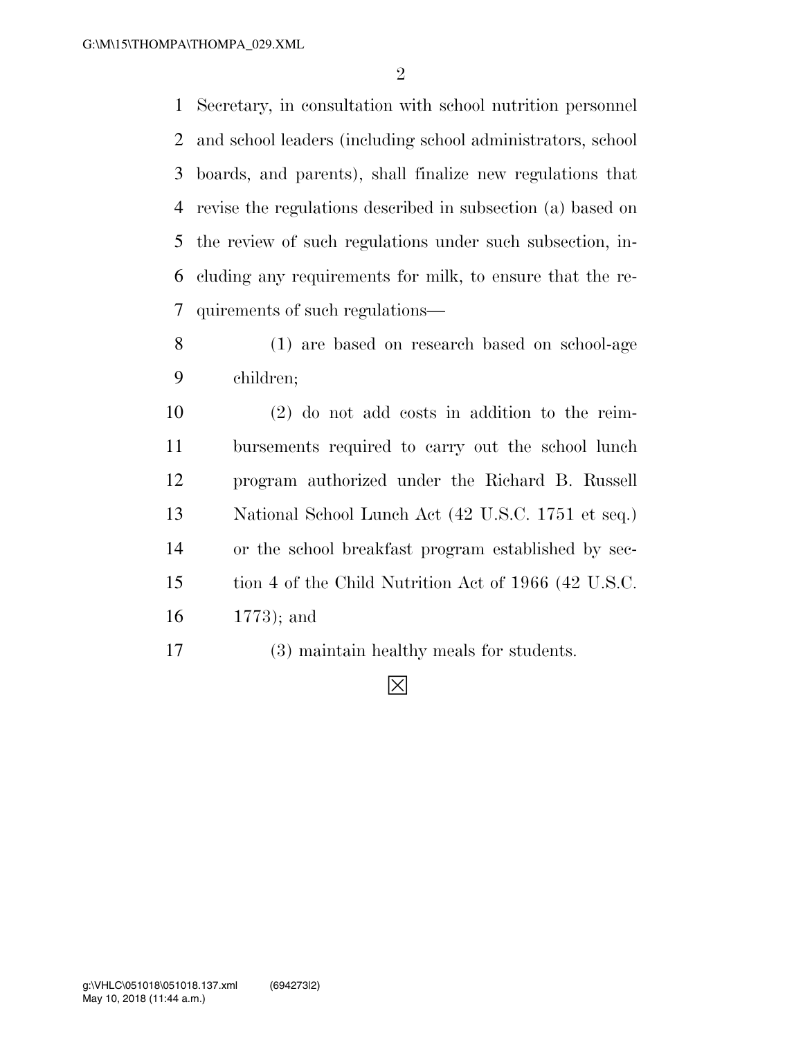Secretary, in consultation with school nutrition personnel and school leaders (including school administrators, school boards, and parents), shall finalize new regulations that revise the regulations described in subsection (a) based on the review of such regulations under such subsection, including any requirements for milk, to ensure that the requirements of such regulations—

(1) are based on research based on school-age children;

(2) do not add costs in addition to the reimbursements required to carry out the school lunch program authorized under the Richard B. Russell National School Lunch Act (42 U.S.C. 1751 et seq.) or the school breakfast program established by section 4 of the Child Nutrition Act of 1966 (42 U.S.C. 1773); and

(3) maintain healthy meals for students.